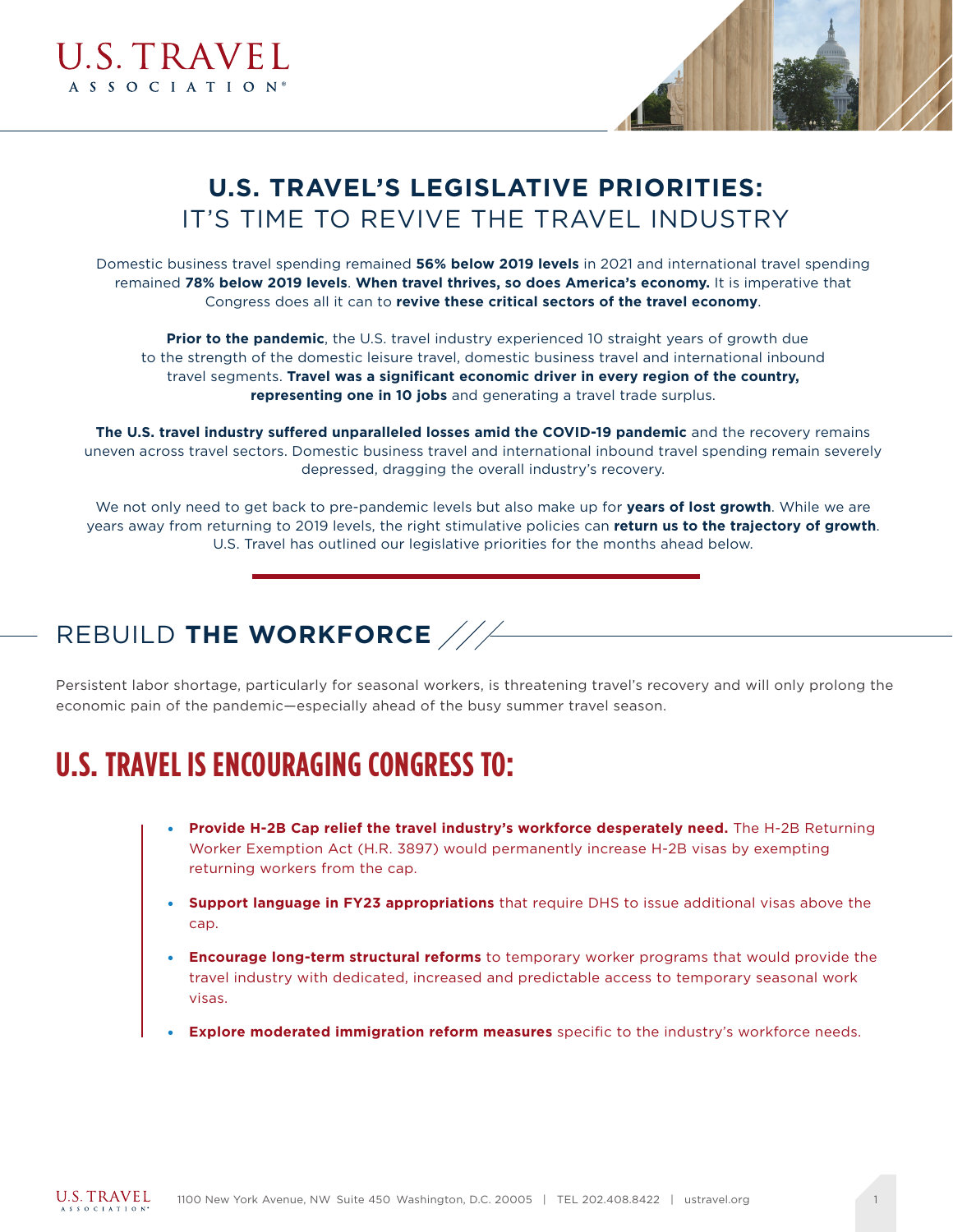# U.S. TRAVEL'S LEGISLATIVE PRIORITIES: IT'S TIME TO REVIVE THE TRAVEL INDUSTRY

Domestic business travel spending remained **56% below 2019 levels** in 2021 and international travel spending remained **78% below 2019 levels**. **When travel thrives, so does America's economy.** It is imperative that Congress does all it can to **revive these critical sectors of the travel economy**.

**Prior to the pandemic**, the U.S. travel industry experienced 10 straight years of growth due to the strength of the domestic leisure travel, domestic business travel and international inbound travel segments. **Travel was a significant economic driver in every region of the country, representing one in 10 jobs** and generating a travel trade surplus.

**The U.S. travel industry suffered unparalleled losses amid the COVID-19 pandemic** and the recovery remains uneven across travel sectors. Domestic business travel and international inbound travel spending remain severely depressed, dragging the overall industry's recovery.

We not only need to get back to pre-pandemic levels but also make up for **years of lost growth**. While we are years away from returning to 2019 levels, the right stimulative policies can **return us to the trajectory of growth**. U.S. Travel has outlined our legislative priorities for the months ahead below.

## REBUILD **THE WORKFORCE**

Persistent labor shortage, particularly for seasonal workers, is threatening travel's recovery and will only prolong the economic pain of the pandemic—especially ahead of the busy summer travel season.

## U.S. TRAVEL IS ENCOURAGING CONGRESS TO:

- **Provide H-2B Cap relief the travel industry's workforce desperately need.** The H-2B Returning Worker Exemption Act (H.R. 3897) would permanently increase H-2B visas by exempting returning workers from the cap.
- **Support language in FY23 appropriations** that require DHS to issue additional visas above the cap.
- **Encourage long-term structural reforms** to temporary worker programs that would provide the travel industry with dedicated, increased and predictable access to temporary seasonal work visas.
- **Explore moderated immigration reform measures** specific to the industry's workforce needs.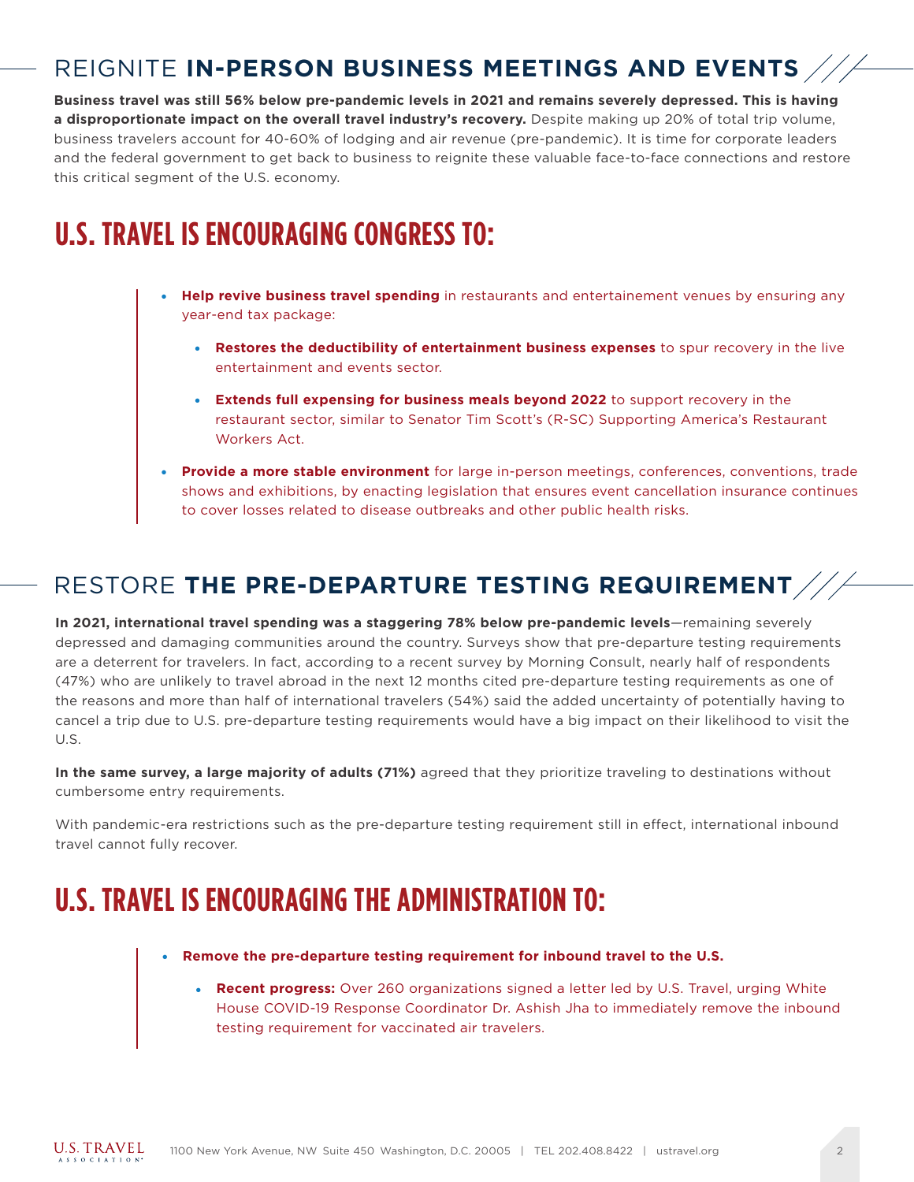## REIGNITE **IN-PERSON BUSINESS MEETINGS AND EVENTS**

**Business travel was still 56% below pre-pandemic levels in 2021 and remains severely depressed. This is having a disproportionate impact on the overall travel industry's recovery.** Despite making up 20% of total trip volume, business travelers account for 40-60% of lodging and air revenue (pre-pandemic). It is time for corporate leaders and the federal government to get back to business to reignite these valuable face-to-face connections and restore this critical segment of the U.S. economy.

# U.S. TRAVEL IS ENCOURAGING CONGRESS TO:

- **Help revive business travel spending** in restaurants and entertainement venues by ensuring any year-end tax package:
  - **Restores the deductibility of entertainment business expenses** to spur recovery in the live entertainment and events sector.
  - **Extends full expensing for business meals beyond 2022** to support recovery in the restaurant sector, similar to Senator Tim Scott's (R-SC) Supporting America's Restaurant Workers Act.
- **Provide a more stable environment** for large in-person meetings, conferences, conventions, trade shows and exhibitions, by enacting legislation that ensures event cancellation insurance continues to cover losses related to disease outbreaks and other public health risks.

## RESTORE **THE PRE-DEPARTURE TESTING REQUIREMENT**

**In 2021, international travel spending was a staggering 78% below pre-pandemic levels**—remaining severely depressed and damaging communities around the country. Surveys show that pre-departure testing requirements are a deterrent for travelers. In fact, according to a recent survey by Morning Consult, nearly half of respondents (47%) who are unlikely to travel abroad in the next 12 months cited pre-departure testing requirements as one of the reasons and more than half of international travelers (54%) said the added uncertainty of potentially having to cancel a trip due to U.S. pre-departure testing requirements would have a big impact on their likelihood to visit the U.S.

**In the same survey, a large majority of adults (71%)** agreed that they prioritize traveling to destinations without cumbersome entry requirements.

With pandemic-era restrictions such as the pre-departure testing requirement still in effect, international inbound travel cannot fully recover.

# U.S. TRAVEL IS ENCOURAGING THE ADMINISTRATION TO:

- **Remove the pre-departure testing requirement for inbound travel to the U.S.**
  - **Recent progress:** Over 260 organizations signed a letter led by U.S. Travel, urging White House COVID-19 Response Coordinator Dr. Ashish Jha to immediately remove the inbound testing requirement for vaccinated air travelers.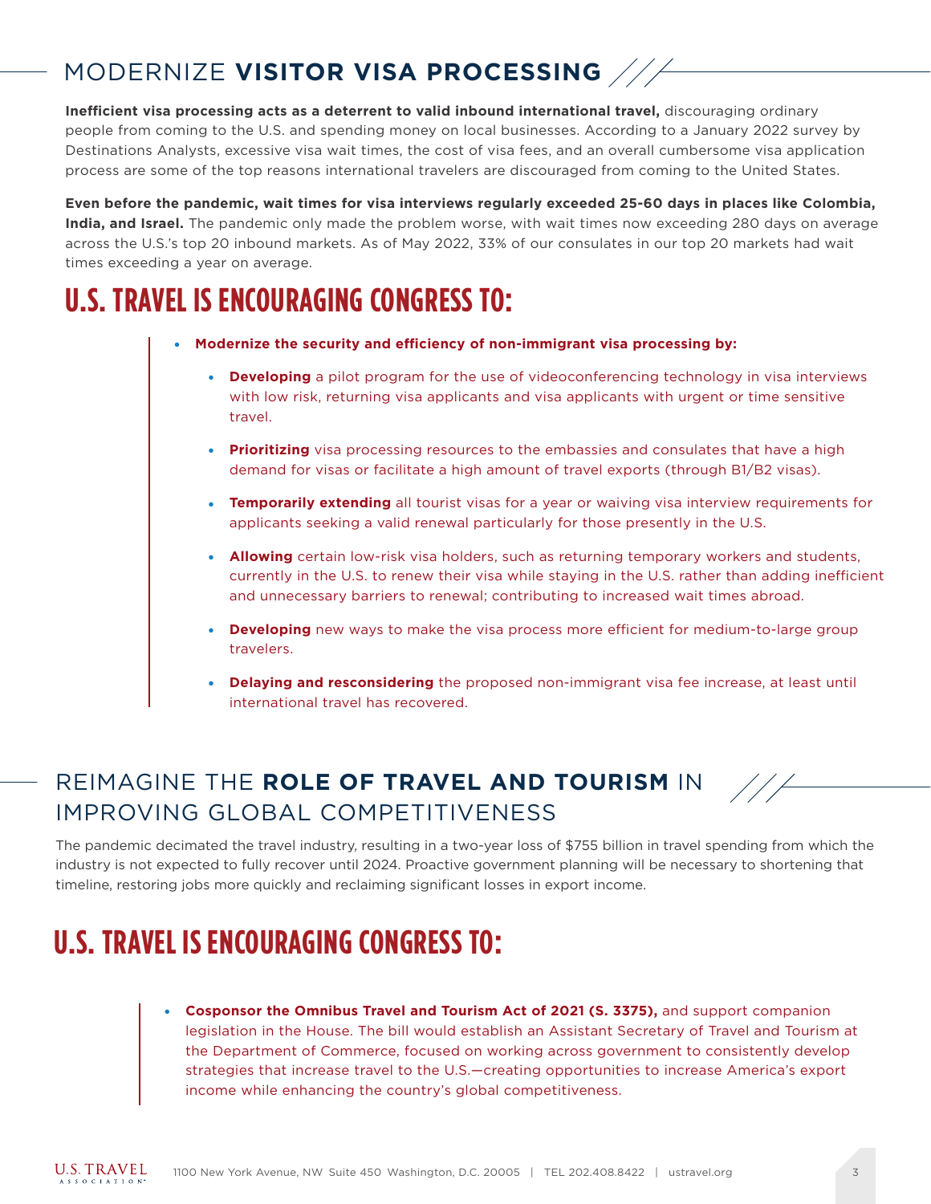## MODERNIZE **VISITOR VISA PROCESSING**

**Inefficient visa processing acts as a deterrent to valid inbound international travel,** discouraging ordinary people from coming to the U.S. and spending money on local businesses. According to a January 2022 survey by Destinations Analysts, excessive visa wait times, the cost of visa fees, and an overall cumbersome visa application process are some of the top reasons international travelers are discouraged from coming to the United States.

**Even before the pandemic, wait times for visa interviews regularly exceeded 25-60 days in places like Colombia, India, and Israel.** The pandemic only made the problem worse, with wait times now exceeding 280 days on average across the U.S.'s top 20 inbound markets. As of May 2022, 33% of our consulates in our top 20 markets had wait times exceeding a year on average.

## U.S. TRAVEL IS ENCOURAGING CONGRESS TO:

- **Modernize the security and efficiency of non-immigrant visa processing by:**
  - **Developing** a pilot program for the use of videoconferencing technology in visa interviews with low risk, returning visa applicants and visa applicants with urgent or time sensitive travel.
  - **Prioritizing** visa processing resources to the embassies and consulates that have a high demand for visas or facilitate a high amount of travel exports (through B1/B2 visas).
  - **Temporarily extending** all tourist visas for a year or waiving visa interview requirements for applicants seeking a valid renewal particularly for those presently in the U.S.
  - **Allowing** certain low-risk visa holders, such as returning temporary workers and students, currently in the U.S. to renew their visa while staying in the U.S. rather than adding inefficient and unnecessary barriers to renewal; contributing to increased wait times abroad.
  - **Developing** new ways to make the visa process more efficient for medium-to-large group travelers.
  - **Delaying and resconsidering** the proposed non-immigrant visa fee increase, at least until international travel has recovered.

## REIMAGINE THE **ROLE OF TRAVEL AND TOURISM** IN IMPROVING GLOBAL COMPETITIVENESS

The pandemic decimated the travel industry, resulting in a two-year loss of $755 billion in travel spending from which the industry is not expected to fully recover until 2024. Proactive government planning will be necessary to shortening that timeline, restoring jobs more quickly and reclaiming significant losses in export income.

## U.S. TRAVEL IS ENCOURAGING CONGRESS TO:

- **Cosponsor the Omnibus Travel and Tourism Act of 2021 (S. 3375),** and support companion legislation in the House. The bill would establish an Assistant Secretary of Travel and Tourism at the Department of Commerce, focused on working across government to consistently develop strategies that increase travel to the U.S.—creating opportunities to increase America's export income while enhancing the country's global competitiveness.

U.S. TRAVEL ASSOCIATION 1100 New York Avenue, NW Suite 450 Washington, D.C. 20005 | TEL 202.408.8422 | ustravel.org